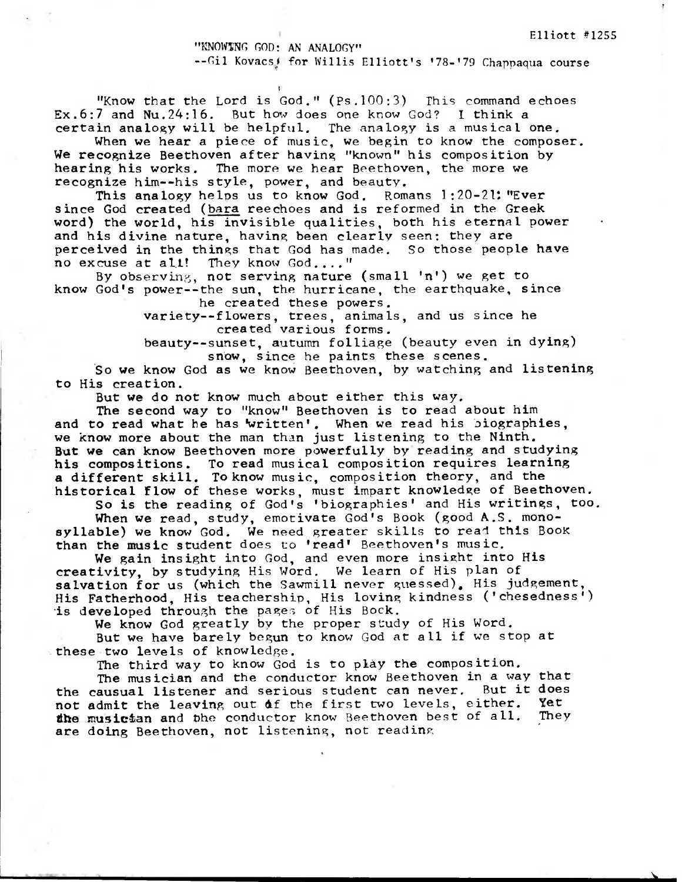Elliott #1255

"KNOWING GOD: AN ANALOGY"
--Gil Kovacs, for Willis Elliott's '78-'79 Chappaqua course

"Know that the Lord is God." (Ps.100:3) This command echoes Ex.6:7 and Nu.24:16. But how does one know God? I think a certain analogy will be helpful. The analogy is a musical one.

When we hear a piece of music, we begin to know the composer. We recognize Beethoven after having "known" his composition by hearing his works. The more we hear Beethoven, the more we recognize him--his style, power, and beauty.

This analogy helps us to know God. Romans 1:20-21: "Ever since God created (<u>bara</u> reechoes and is reformed in the Greek word) the world, his invisible qualities, both his eternal power and his divine nature, having been clearly seen: they are perceived in the things that God has made. So those people have no excuse at all! They know God...."

By observing, not serving nature (small 'n') we get to know God's power--the sun, the hurricane, the earthquake, since he created these powers.
variety--flowers, trees, animals, and us since he created various forms.
beauty--sunset, autumn folliage (beauty even in dying) snow, since he paints these scenes.

So we know God as we know Beethoven, by watching and listening to His creation.

But we do not know much about either this way.

The second way to "know" Beethoven is to read about him and to read what he has 'written'. When we read his biographies, we know more about the man than just listening to the Ninth. But we can know Beethoven more powerfully by reading and studying his compositions. To read musical composition requires learning a different skill. To know music, composition theory, and the historical flow of these works, must impart knowledge of Beethoven.

So is the reading of God's 'biographies' and His writings, too.

When we read, study, emotivate God's Book (good A.S. monosyllable) we know God. We need greater skills to read this Book than the music student does to 'read' Beethoven's music.

We gain insight into God, and even more insight into His creativity, by studying His Word. We learn of His plan of salvation for us (which the Sawmill never guessed), His judgement, His Fatherhood, His teachership, His loving kindness ('chesedness') is developed through the pages of His Book.

We know God greatly by the proper study of His Word.

But we have barely begun to know God at all if we stop at these two levels of knowledge.

The third way to know God is to play the composition.

The musician and the conductor know Beethoven in a way that the causual listener and serious student can never. But it does not admit the leaving out of the first two levels, either. Yet the musician and the conductor know Beethoven best of all. They are doing Beethoven, not listening, not reading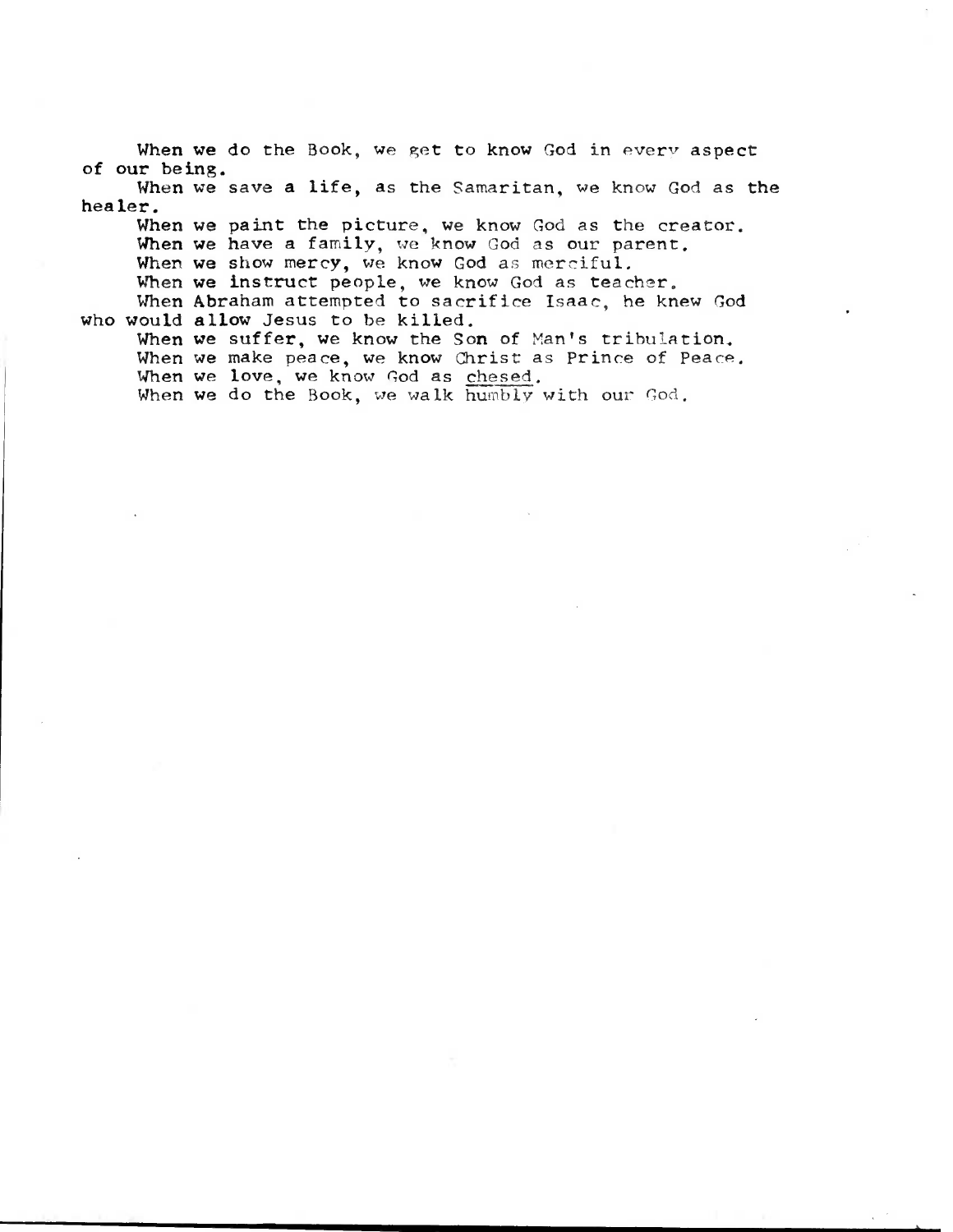When we do the Book, we get to know God in every aspect of our being.

When we save a life, as the Samaritan, we know God as the healer.

When we paint the picture, we know God as the creator.

When we have a family, we know God as our parent.

When we show mercy, we know God as merciful.

When we instruct people, we know God as teacher.

When Abraham attempted to sacrifice Isaac, he knew God who would allow Jesus to be killed.

When we suffer, we know the Son of Man's tribulation.

When we make peace, we know Christ as Prince of Peace.

When we love, we know God as <u>chesed</u>.

When we do the Book, we walk humbly with our God.